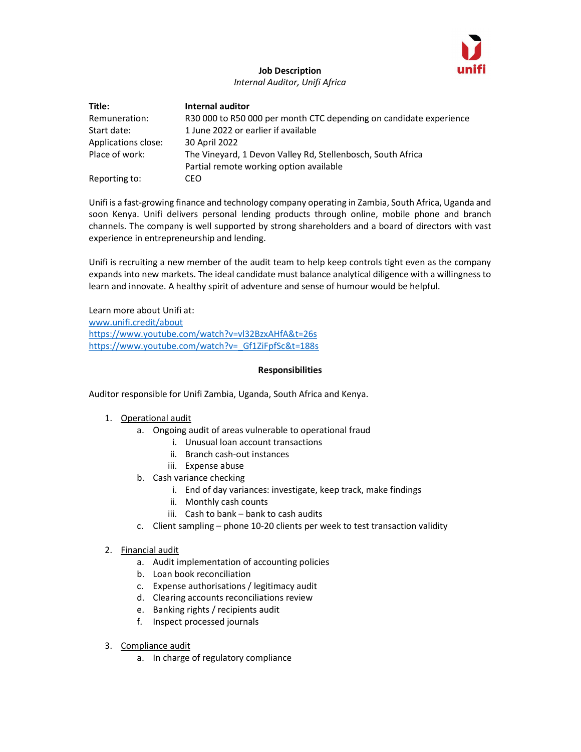**Job Description**

*Internal Auditor, Unifi Africa*

| | |
|---|---|
| **Title:** | **Internal auditor** |
| Remuneration: | R30 000 to R50 000 per month CTC depending on candidate experience |
| Start date: | 1 June 2022 or earlier if available |
| Applications close: | 30 April 2022 |
| Place of work: | The Vineyard, 1 Devon Valley Rd, Stellenbosch, South Africa<br>Partial remote working option available |
| Reporting to: | CEO |

Unifi is a fast-growing finance and technology company operating in Zambia, South Africa, Uganda and soon Kenya. Unifi delivers personal lending products through online, mobile phone and branch channels. The company is well supported by strong shareholders and a board of directors with vast experience in entrepreneurship and lending.

Unifi is recruiting a new member of the audit team to help keep controls tight even as the company expands into new markets. The ideal candidate must balance analytical diligence with a willingness to learn and innovate. A healthy spirit of adventure and sense of humour would be helpful.

Learn more about Unifi at:
www.unifi.credit/about
https://www.youtube.com/watch?v=vl32BzxAHfA&t=26s
https://www.youtube.com/watch?v=_Gf1ZiFpfSc&t=188s

## Responsibilities

Auditor responsible for Unifi Zambia, Uganda, South Africa and Kenya.

1. Operational audit
   a. Ongoing audit of areas vulnerable to operational fraud
      i. Unusual loan account transactions
      ii. Branch cash-out instances
      iii. Expense abuse
   b. Cash variance checking
      i. End of day variances: investigate, keep track, make findings
      ii. Monthly cash counts
      iii. Cash to bank – bank to cash audits
   c. Client sampling – phone 10-20 clients per week to test transaction validity

2. Financial audit
   a. Audit implementation of accounting policies
   b. Loan book reconciliation
   c. Expense authorisations / legitimacy audit
   d. Clearing accounts reconciliations review
   e. Banking rights / recipients audit
   f. Inspect processed journals

3. Compliance audit
   a. In charge of regulatory compliance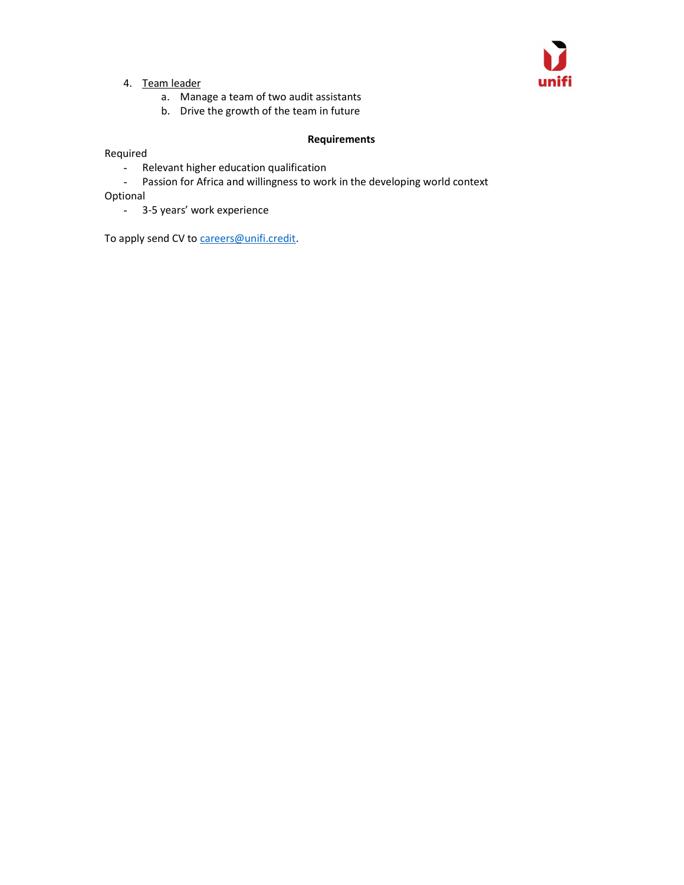4. Team leader
    a. Manage a team of two audit assistants
    b. Drive the growth of the team in future

**Requirements**

Required

- Relevant higher education qualification
- Passion for Africa and willingness to work in the developing world context

Optional

- 3-5 years' work experience

To apply send CV to careers@unifi.credit.